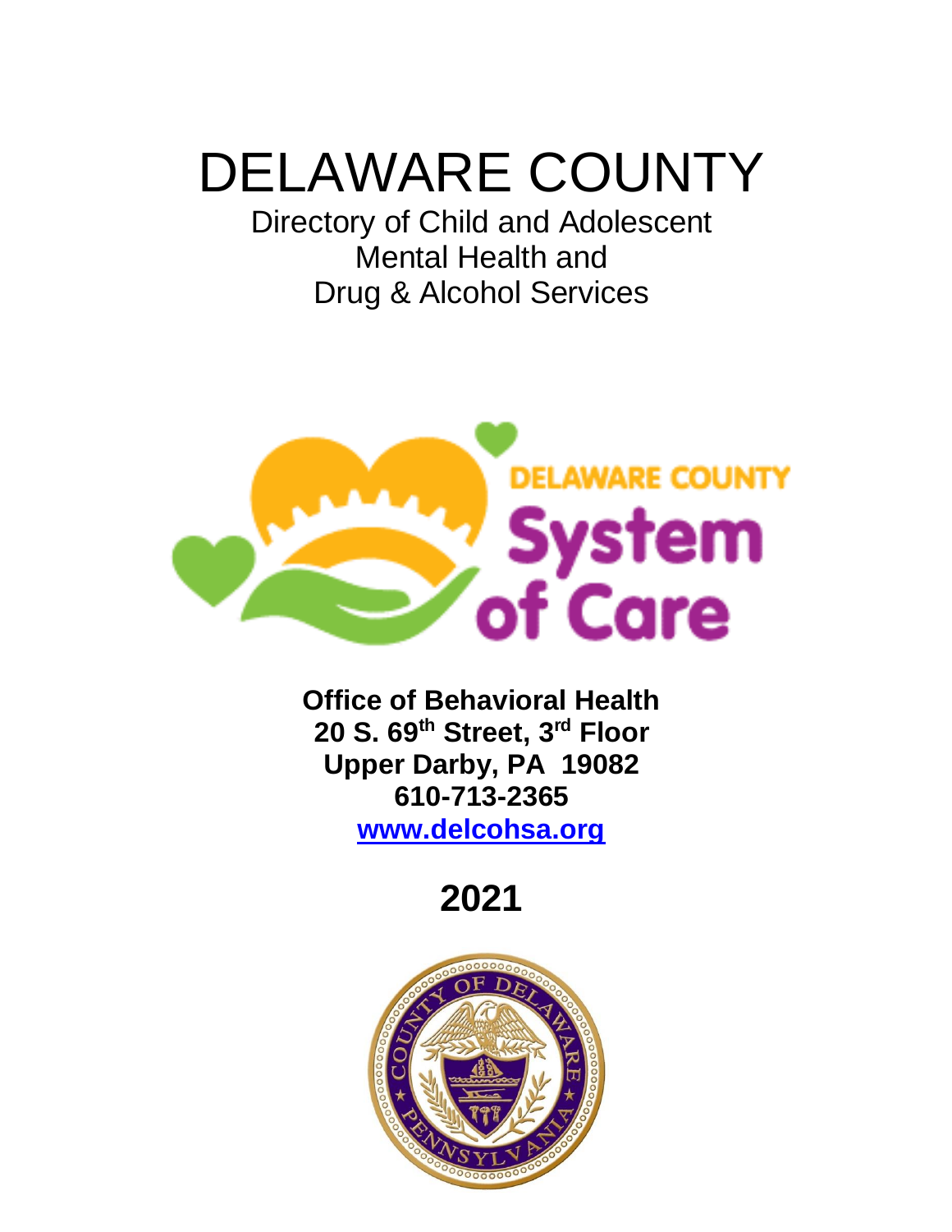# DELAWARE COUNTY

## Directory of Child and Adolescent Mental Health and Drug & Alcohol Services

DELAWARE COUNTY System of Care

**Office of Behavioral Health**
**20 S. 69th Street, 3rd Floor**
**Upper Darby, PA 19082**
**610-713-2365**
**www.delcohsa.org**

## 2021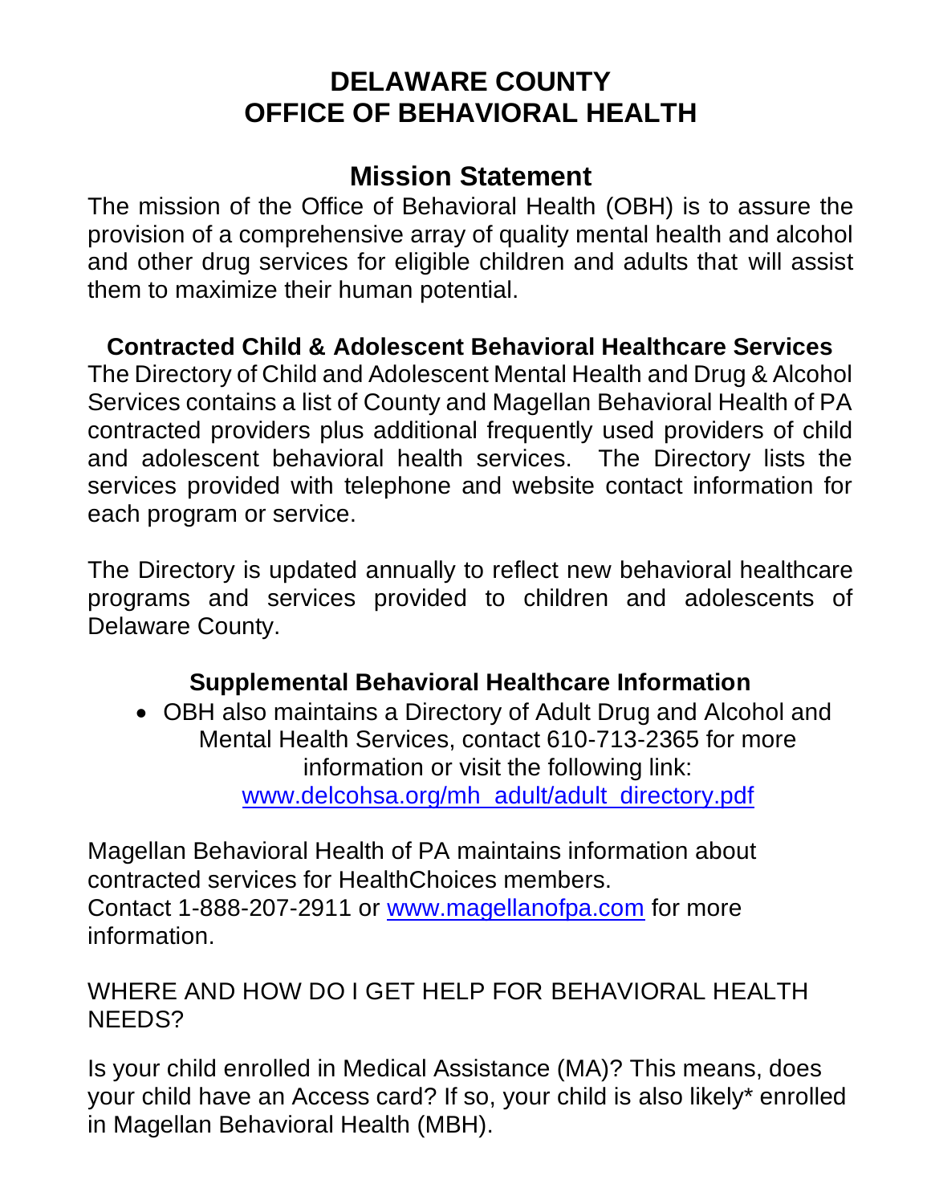# DELAWARE COUNTY
# OFFICE OF BEHAVIORAL HEALTH

## Mission Statement

The mission of the Office of Behavioral Health (OBH) is to assure the provision of a comprehensive array of quality mental health and alcohol and other drug services for eligible children and adults that will assist them to maximize their human potential.

### Contracted Child & Adolescent Behavioral Healthcare Services

The Directory of Child and Adolescent Mental Health and Drug & Alcohol Services contains a list of County and Magellan Behavioral Health of PA contracted providers plus additional frequently used providers of child and adolescent behavioral health services. The Directory lists the services provided with telephone and website contact information for each program or service.

The Directory is updated annually to reflect new behavioral healthcare programs and services provided to children and adolescents of Delaware County.

### Supplemental Behavioral Healthcare Information

- OBH also maintains a Directory of Adult Drug and Alcohol and Mental Health Services, contact 610-713-2365 for more information or visit the following link: www.delcohsa.org/mh_adult/adult_directory.pdf

Magellan Behavioral Health of PA maintains information about contracted services for HealthChoices members.
Contact 1-888-207-2911 or www.magellanofpa.com for more information.

WHERE AND HOW DO I GET HELP FOR BEHAVIORAL HEALTH NEEDS?

Is your child enrolled in Medical Assistance (MA)? This means, does your child have an Access card? If so, your child is also likely* enrolled in Magellan Behavioral Health (MBH).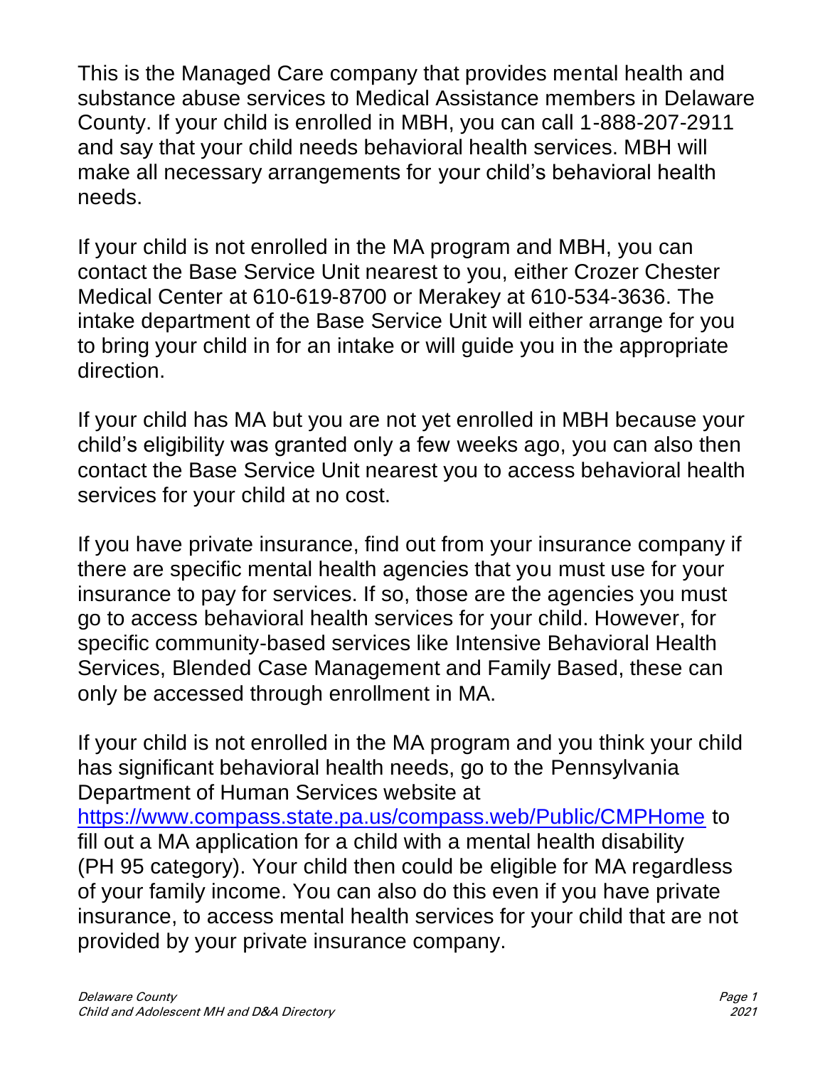This is the Managed Care company that provides mental health and substance abuse services to Medical Assistance members in Delaware County. If your child is enrolled in MBH, you can call 1-888-207-2911 and say that your child needs behavioral health services. MBH will make all necessary arrangements for your child's behavioral health needs.

If your child is not enrolled in the MA program and MBH, you can contact the Base Service Unit nearest to you, either Crozer Chester Medical Center at 610-619-8700 or Merakey at 610-534-3636. The intake department of the Base Service Unit will either arrange for you to bring your child in for an intake or will guide you in the appropriate direction.

If your child has MA but you are not yet enrolled in MBH because your child's eligibility was granted only a few weeks ago, you can also then contact the Base Service Unit nearest you to access behavioral health services for your child at no cost.

If you have private insurance, find out from your insurance company if there are specific mental health agencies that you must use for your insurance to pay for services. If so, those are the agencies you must go to access behavioral health services for your child. However, for specific community-based services like Intensive Behavioral Health Services, Blended Case Management and Family Based, these can only be accessed through enrollment in MA.

If your child is not enrolled in the MA program and you think your child has significant behavioral health needs, go to the Pennsylvania Department of Human Services website at [https://www.compass.state.pa.us/compass.web/Public/CMPHome](https://www.compass.state.pa.us/compass.web/Public/CMPHome) to fill out a MA application for a child with a mental health disability (PH 95 category). Your child then could be eligible for MA regardless of your family income. You can also do this even if you have private insurance, to access mental health services for your child that are not provided by your private insurance company.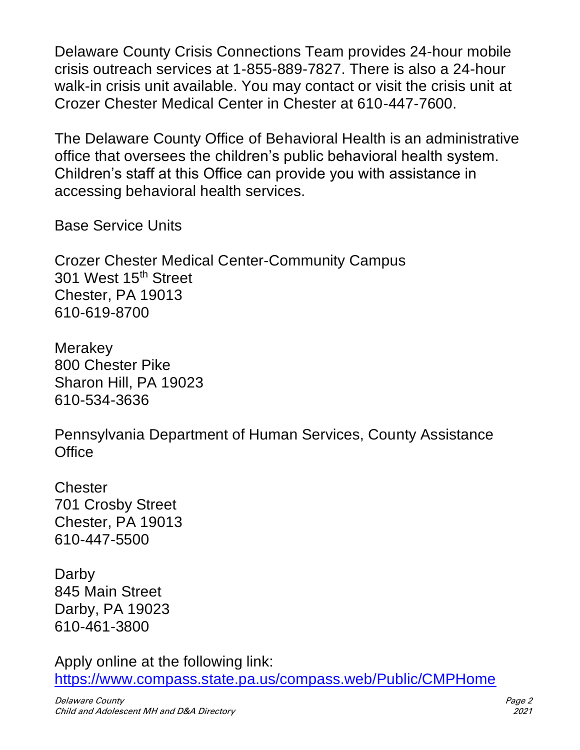Delaware County Crisis Connections Team provides 24-hour mobile crisis outreach services at 1-855-889-7827. There is also a 24-hour walk-in crisis unit available. You may contact or visit the crisis unit at Crozer Chester Medical Center in Chester at 610-447-7600.

The Delaware County Office of Behavioral Health is an administrative office that oversees the children's public behavioral health system. Children's staff at this Office can provide you with assistance in accessing behavioral health services.

Base Service Units

Crozer Chester Medical Center-Community Campus
301 West 15th Street
Chester, PA 19013
610-619-8700

Merakey
800 Chester Pike
Sharon Hill, PA 19023
610-534-3636

Pennsylvania Department of Human Services, County Assistance Office

Chester
701 Crosby Street
Chester, PA 19013
610-447-5500

Darby
845 Main Street
Darby, PA 19023
610-461-3800

Apply online at the following link:
[https://www.compass.state.pa.us/compass.web/Public/CMPHome](https://www.compass.state.pa.us/compass.web/Public/CMPHome)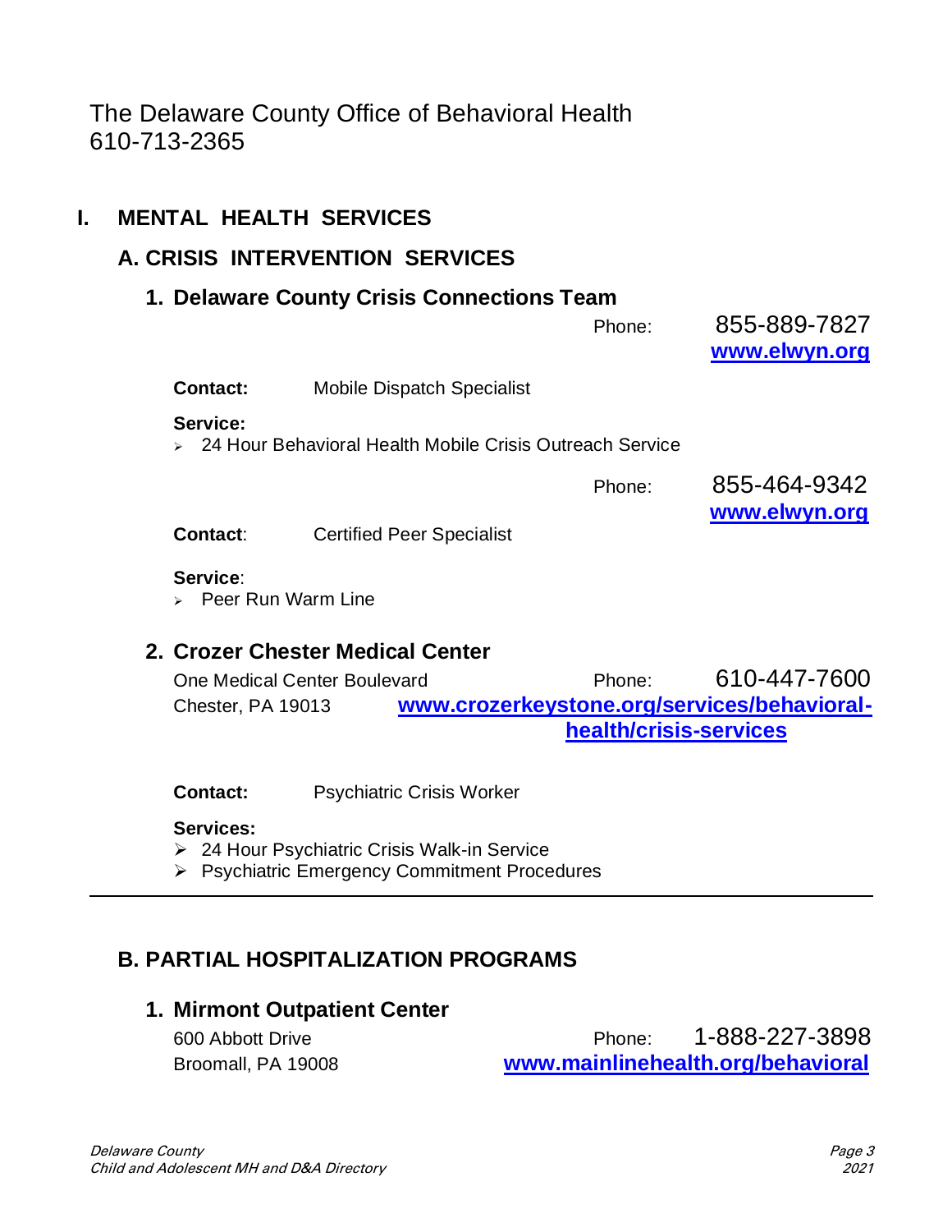The Delaware County Office of Behavioral Health
610-713-2365

# I. MENTAL HEALTH SERVICES

## A. CRISIS INTERVENTION SERVICES

### 1. Delaware County Crisis Connections Team

Phone: 855-889-7827
**www.elwyn.org**

**Contact:** Mobile Dispatch Specialist

**Service:**

- 24 Hour Behavioral Health Mobile Crisis Outreach Service

Phone: 855-464-9342
**www.elwyn.org**

**Contact**: Certified Peer Specialist

**Service**:

- Peer Run Warm Line

### 2. Crozer Chester Medical Center

One Medical Center Boulevard
Chester, PA 19013

Phone: 610-447-7600
**www.crozerkeystone.org/services/behavioral-health/crisis-services**

**Contact:** Psychiatric Crisis Worker

**Services:**

- 24 Hour Psychiatric Crisis Walk-in Service
- Psychiatric Emergency Commitment Procedures

---

## B. PARTIAL HOSPITALIZATION PROGRAMS

### 1. Mirmont Outpatient Center

600 Abbott Drive
Broomall, PA 19008

Phone: 1-888-227-3898
**www.mainlinehealth.org/behavioral**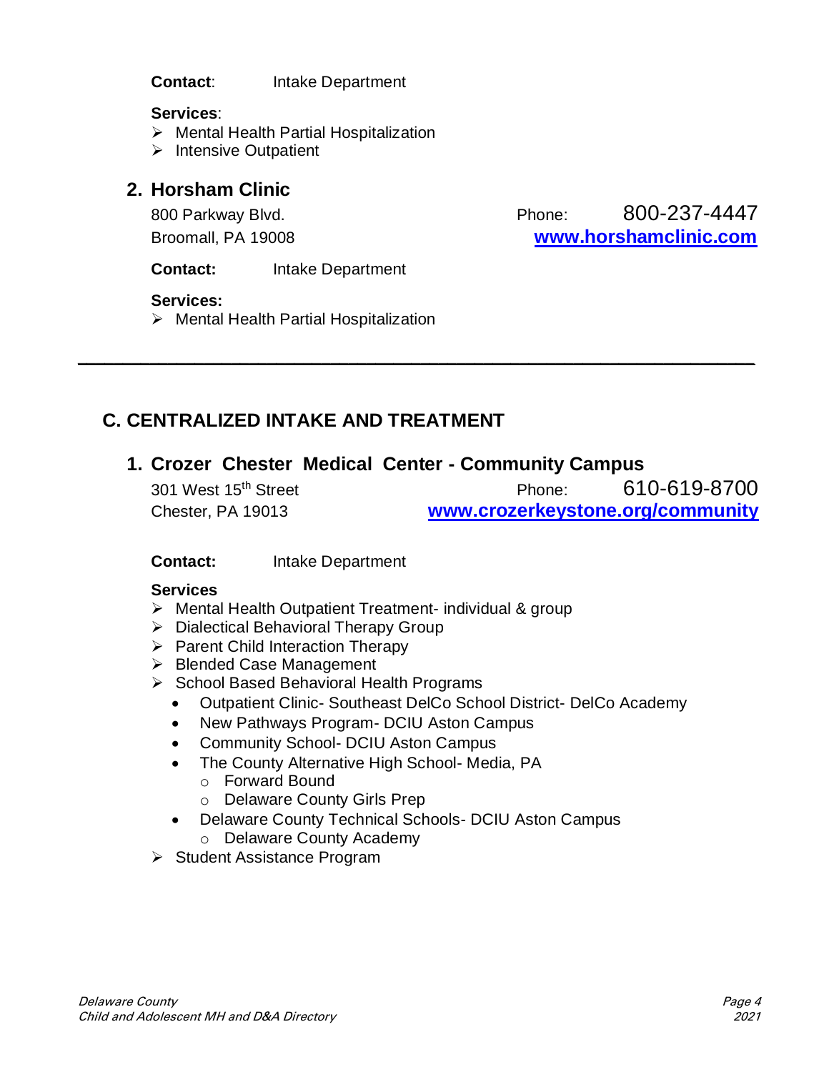**Contact**: Intake Department

**Services**:

- Mental Health Partial Hospitalization
- Intensive Outpatient

### 2. Horsham Clinic

800 Parkway Blvd.
Broomall, PA 19008

Phone: 800-237-4447
**www.horshamclinic.com**

**Contact:** Intake Department

**Services:**

- Mental Health Partial Hospitalization

---

## C. CENTRALIZED INTAKE AND TREATMENT

### 1. Crozer Chester Medical Center - Community Campus

301 West 15th Street
Chester, PA 19013

Phone: 610-619-8700
**www.crozerkeystone.org/community**

**Contact:** Intake Department

**Services**

- Mental Health Outpatient Treatment- individual & group
- Dialectical Behavioral Therapy Group
- Parent Child Interaction Therapy
- Blended Case Management
- School Based Behavioral Health Programs
  - Outpatient Clinic- Southeast DelCo School District- DelCo Academy
  - New Pathways Program- DCIU Aston Campus
  - Community School- DCIU Aston Campus
  - The County Alternative High School- Media, PA
    - Forward Bound
    - Delaware County Girls Prep
  - Delaware County Technical Schools- DCIU Aston Campus
    - Delaware County Academy
- Student Assistance Program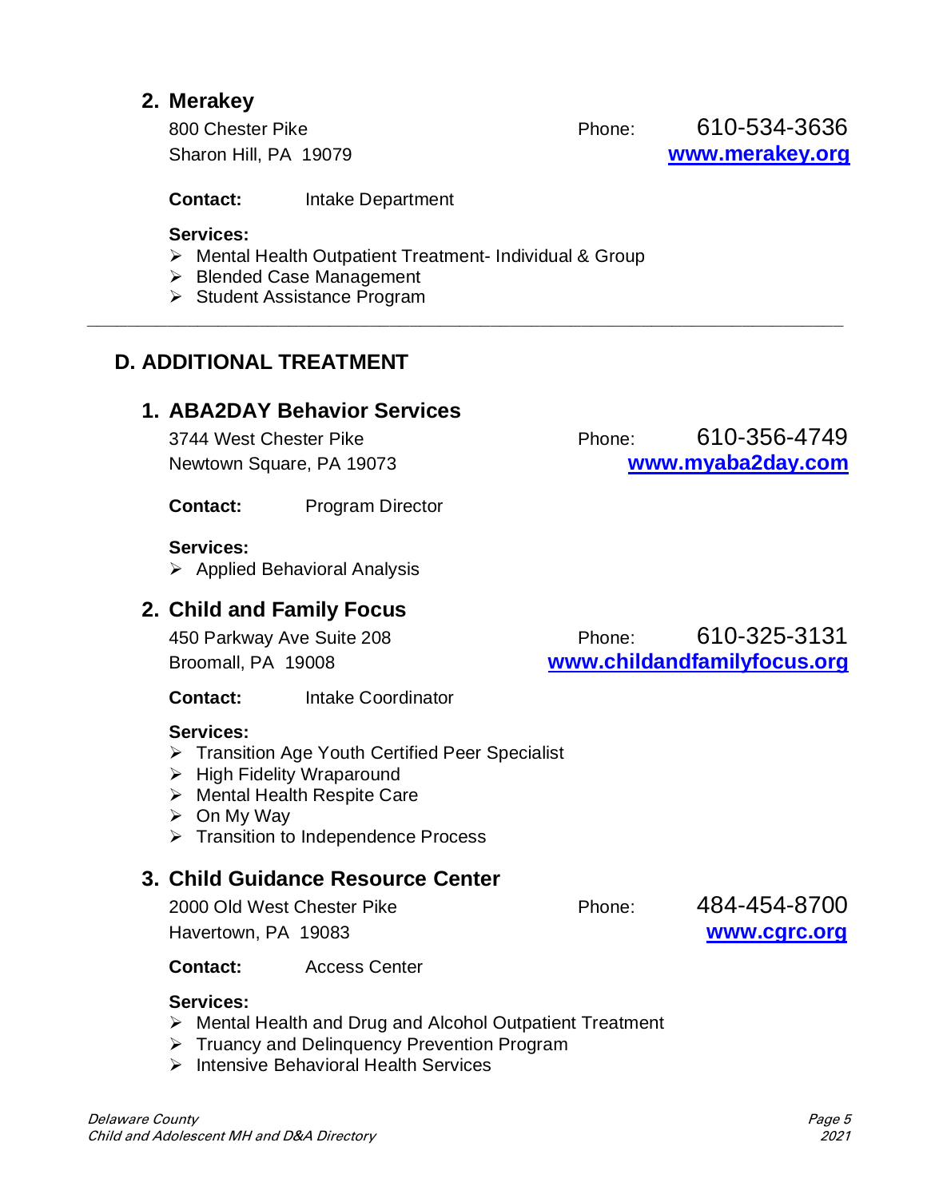### 2. Merakey

800 Chester Pike
Sharon Hill, PA 19079

Phone: 610-534-3636
**www.merakey.org**

**Contact:** Intake Department

**Services:**

- Mental Health Outpatient Treatment- Individual & Group
- Blended Case Management
- Student Assistance Program

---

## D. ADDITIONAL TREATMENT

### 1. ABA2DAY Behavior Services

3744 West Chester Pike
Newtown Square, PA 19073

Phone: 610-356-4749
**www.myaba2day.com**

**Contact:** Program Director

**Services:**

- Applied Behavioral Analysis

### 2. Child and Family Focus

450 Parkway Ave Suite 208
Broomall, PA 19008

Phone: 610-325-3131
**www.childandfamilyfocus.org**

**Contact:** Intake Coordinator

**Services:**

- Transition Age Youth Certified Peer Specialist
- High Fidelity Wraparound
- Mental Health Respite Care
- On My Way
- Transition to Independence Process

### 3. Child Guidance Resource Center

2000 Old West Chester Pike
Havertown, PA 19083

Phone: 484-454-8700
**www.cgrc.org**

**Contact:** Access Center

**Services:**

- Mental Health and Drug and Alcohol Outpatient Treatment
- Truancy and Delinquency Prevention Program
- Intensive Behavioral Health Services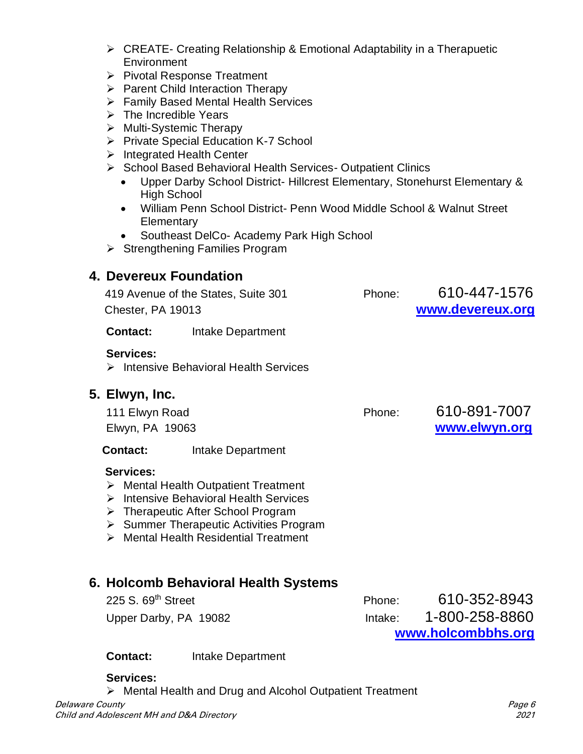- CREATE- Creating Relationship & Emotional Adaptability in a Therapeutic Environment
- Pivotal Response Treatment
- Parent Child Interaction Therapy
- Family Based Mental Health Services
- The Incredible Years
- Multi-Systemic Therapy
- Private Special Education K-7 School
- Integrated Health Center
- School Based Behavioral Health Services- Outpatient Clinics
  - Upper Darby School District- Hillcrest Elementary, Stonehurst Elementary & High School
  - William Penn School District- Penn Wood Middle School & Walnut Street Elementary
  - Southeast DelCo- Academy Park High School
- Strengthening Families Program

## 4. Devereux Foundation

419 Avenue of the States, Suite 301
Chester, PA 19013

Phone: 610-447-1576
**www.devereux.org**

**Contact:** Intake Department

**Services:**

- Intensive Behavioral Health Services

## 5. Elwyn, Inc.

111 Elwyn Road
Elwyn, PA 19063

Phone: 610-891-7007
**www.elwyn.org**

**Contact:** Intake Department

**Services:**

- Mental Health Outpatient Treatment
- Intensive Behavioral Health Services
- Therapeutic After School Program
- Summer Therapeutic Activities Program
- Mental Health Residential Treatment

## 6. Holcomb Behavioral Health Systems

225 S. 69th Street
Upper Darby, PA 19082

Phone: 610-352-8943
Intake: 1-800-258-8860
**www.holcombbhs.org**

**Contact:** Intake Department

**Services:**

- Mental Health and Drug and Alcohol Outpatient Treatment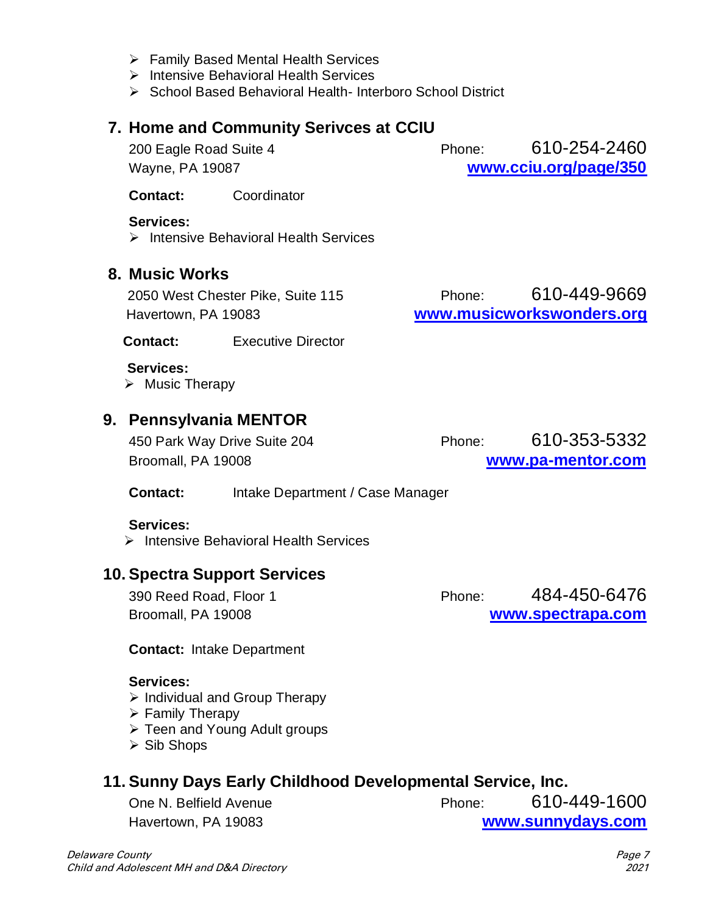- Family Based Mental Health Services
- Intensive Behavioral Health Services
- School Based Behavioral Health- Interboro School District

## 7. Home and Community Serivces at CCIU

200 Eagle Road Suite 4
Wayne, PA 19087

Phone: 610-254-2460
**www.cciu.org/page/350**

**Contact:** Coordinator

**Services:**

- Intensive Behavioral Health Services

## 8. Music Works

2050 West Chester Pike, Suite 115
Havertown, PA 19083

Phone: 610-449-9669
**www.musicworkswonders.org**

**Contact:** Executive Director

**Services:**

- Music Therapy

## 9. Pennsylvania MENTOR

450 Park Way Drive Suite 204
Broomall, PA 19008

Phone: 610-353-5332
**www.pa-mentor.com**

**Contact:** Intake Department / Case Manager

**Services:**

- Intensive Behavioral Health Services

## 10. Spectra Support Services

390 Reed Road, Floor 1
Broomall, PA 19008

Phone: 484-450-6476
**www.spectrapa.com**

**Contact:** Intake Department

**Services:**

- Individual and Group Therapy
- Family Therapy
- Teen and Young Adult groups
- Sib Shops

## 11. Sunny Days Early Childhood Developmental Service, Inc.

One N. Belfield Avenue
Havertown, PA 19083

Phone: 610-449-1600
**www.sunnydays.com**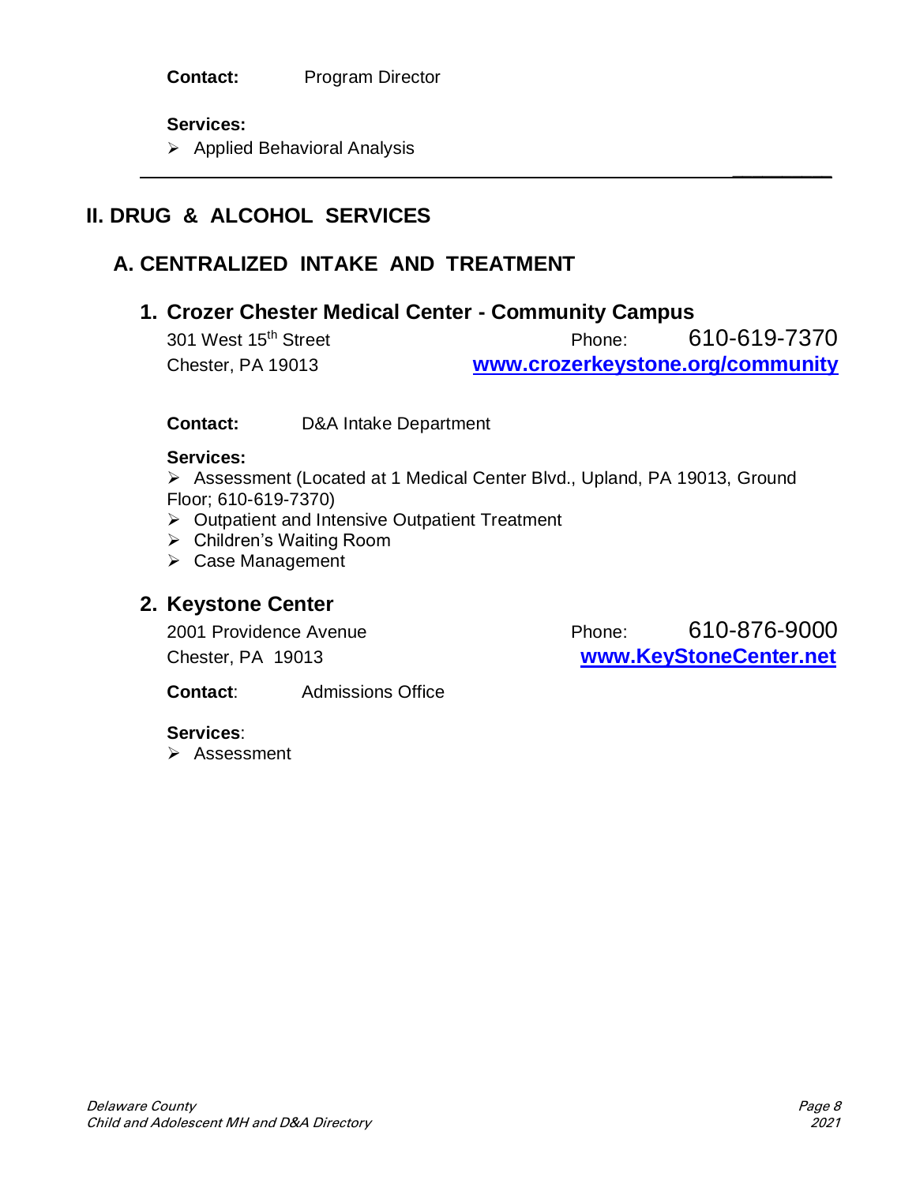**Contact:** Program Director

**Services:**

- Applied Behavioral Analysis

---

## II. DRUG & ALCOHOL SERVICES

### A. CENTRALIZED INTAKE AND TREATMENT

#### 1. Crozer Chester Medical Center - Community Campus

301 West 15th Street
Chester, PA 19013

Phone: 610-619-7370
**www.crozerkeystone.org/community**

**Contact:** D&A Intake Department

**Services:**

- Assessment (Located at 1 Medical Center Blvd., Upland, PA 19013, Ground Floor; 610-619-7370)
- Outpatient and Intensive Outpatient Treatment
- Children's Waiting Room
- Case Management

#### 2. Keystone Center

2001 Providence Avenue
Chester, PA 19013

Phone: 610-876-9000
**www.KeyStoneCenter.net**

**Contact**: Admissions Office

**Services**:

- Assessment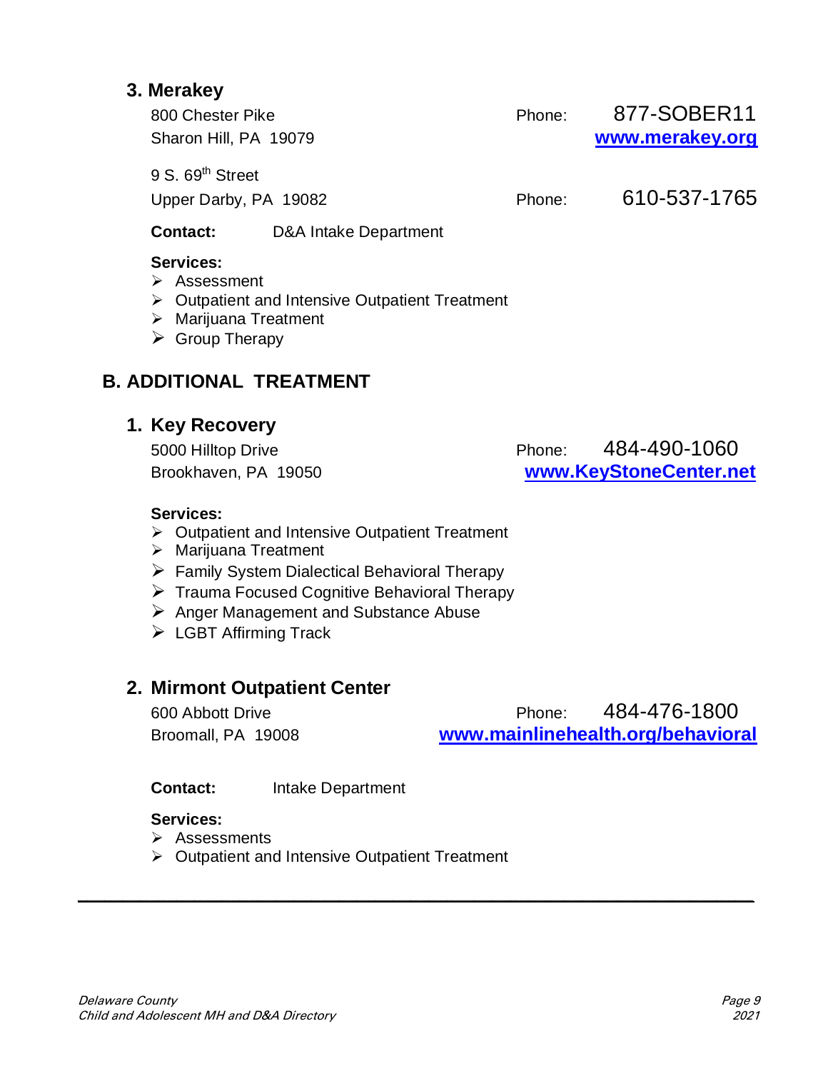### 3. Merakey

800 Chester Pike
Sharon Hill, PA 19079

Phone: 877-SOBER11
**www.merakey.org**

9 S. 69th Street
Upper Darby, PA 19082

Phone: 610-537-1765

**Contact:** D&A Intake Department

**Services:**

- Assessment
- Outpatient and Intensive Outpatient Treatment
- Marijuana Treatment
- Group Therapy

## B. ADDITIONAL TREATMENT

### 1. Key Recovery

5000 Hilltop Drive
Brookhaven, PA 19050

Phone: 484-490-1060
**www.KeyStoneCenter.net**

**Services:**

- Outpatient and Intensive Outpatient Treatment
- Marijuana Treatment
- Family System Dialectical Behavioral Therapy
- Trauma Focused Cognitive Behavioral Therapy
- Anger Management and Substance Abuse
- LGBT Affirming Track

### 2. Mirmont Outpatient Center

600 Abbott Drive
Broomall, PA 19008

Phone: 484-476-1800
**www.mainlinehealth.org/behavioral**

**Contact:** Intake Department

**Services:**

- Assessments
- Outpatient and Intensive Outpatient Treatment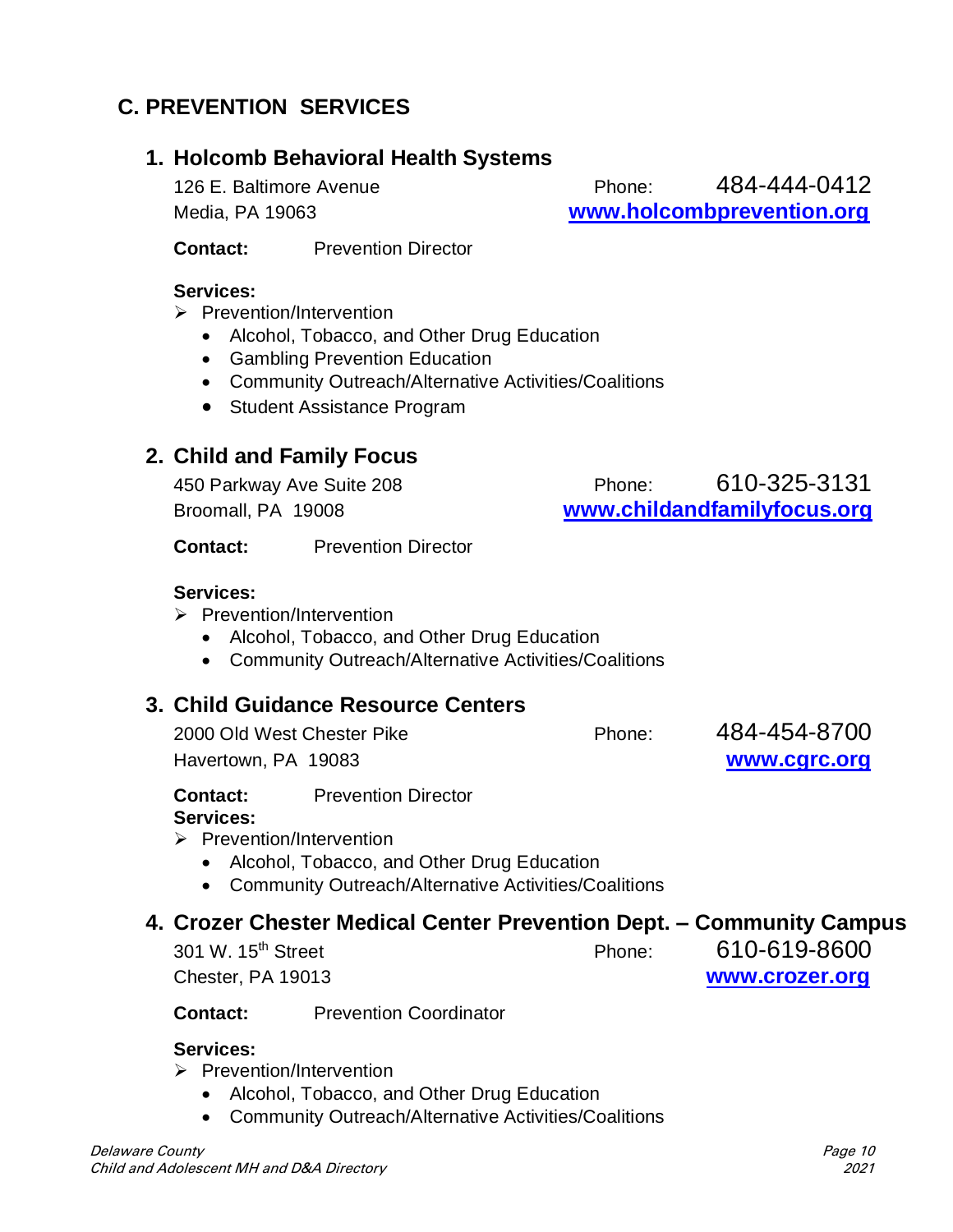## C. PREVENTION SERVICES

### 1. Holcomb Behavioral Health Systems

126 E. Baltimore Avenue
Media, PA 19063

Phone: 484-444-0412
**www.holcombprevention.org**

**Contact:** Prevention Director

**Services:**

- Prevention/Intervention
  - Alcohol, Tobacco, and Other Drug Education
  - Gambling Prevention Education
  - Community Outreach/Alternative Activities/Coalitions
  - Student Assistance Program

### 2. Child and Family Focus

450 Parkway Ave Suite 208
Broomall, PA 19008

Phone: 610-325-3131
**www.childandfamilyfocus.org**

**Contact:** Prevention Director

**Services:**

- Prevention/Intervention
  - Alcohol, Tobacco, and Other Drug Education
  - Community Outreach/Alternative Activities/Coalitions

### 3. Child Guidance Resource Centers

2000 Old West Chester Pike
Havertown, PA 19083

Phone: 484-454-8700
**www.cgrc.org**

**Contact:** Prevention Director

**Services:**

- Prevention/Intervention
  - Alcohol, Tobacco, and Other Drug Education
  - Community Outreach/Alternative Activities/Coalitions

### 4. Crozer Chester Medical Center Prevention Dept. – Community Campus

301 W. 15th Street
Chester, PA 19013

Phone: 610-619-8600
**www.crozer.org**

**Contact:** Prevention Coordinator

**Services:**

- Prevention/Intervention
  - Alcohol, Tobacco, and Other Drug Education
  - Community Outreach/Alternative Activities/Coalitions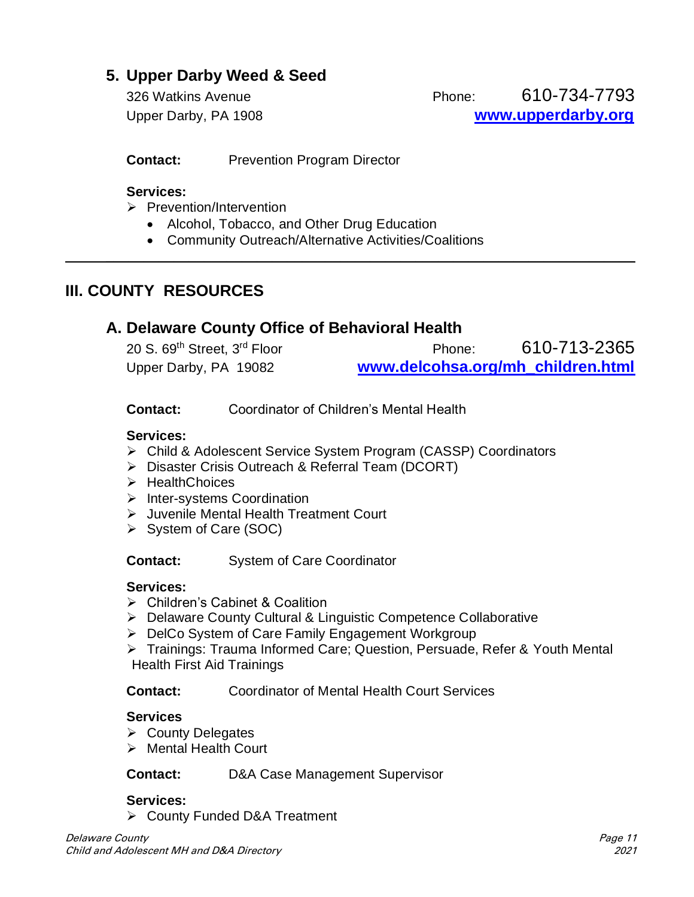## 5. Upper Darby Weed & Seed

326 Watkins Avenue
Upper Darby, PA 1908

Phone: 610-734-7793
**www.upperdarby.org**

**Contact:** Prevention Program Director

**Services:**

- Prevention/Intervention
  - Alcohol, Tobacco, and Other Drug Education
  - Community Outreach/Alternative Activities/Coalitions

---

# III. COUNTY RESOURCES

## A. Delaware County Office of Behavioral Health

20 S. 69th Street, 3rd Floor
Upper Darby, PA 19082

Phone: 610-713-2365
**www.delcohsa.org/mh_children.html**

**Contact:** Coordinator of Children's Mental Health

**Services:**

- Child & Adolescent Service System Program (CASSP) Coordinators
- Disaster Crisis Outreach & Referral Team (DCORT)
- HealthChoices
- Inter-systems Coordination
- Juvenile Mental Health Treatment Court
- System of Care (SOC)

**Contact:** System of Care Coordinator

**Services:**

- Children's Cabinet & Coalition
- Delaware County Cultural & Linguistic Competence Collaborative
- DelCo System of Care Family Engagement Workgroup
- Trainings: Trauma Informed Care; Question, Persuade, Refer & Youth Mental Health First Aid Trainings

**Contact:** Coordinator of Mental Health Court Services

**Services**

- County Delegates
- Mental Health Court

**Contact:** D&A Case Management Supervisor

**Services:**

- County Funded D&A Treatment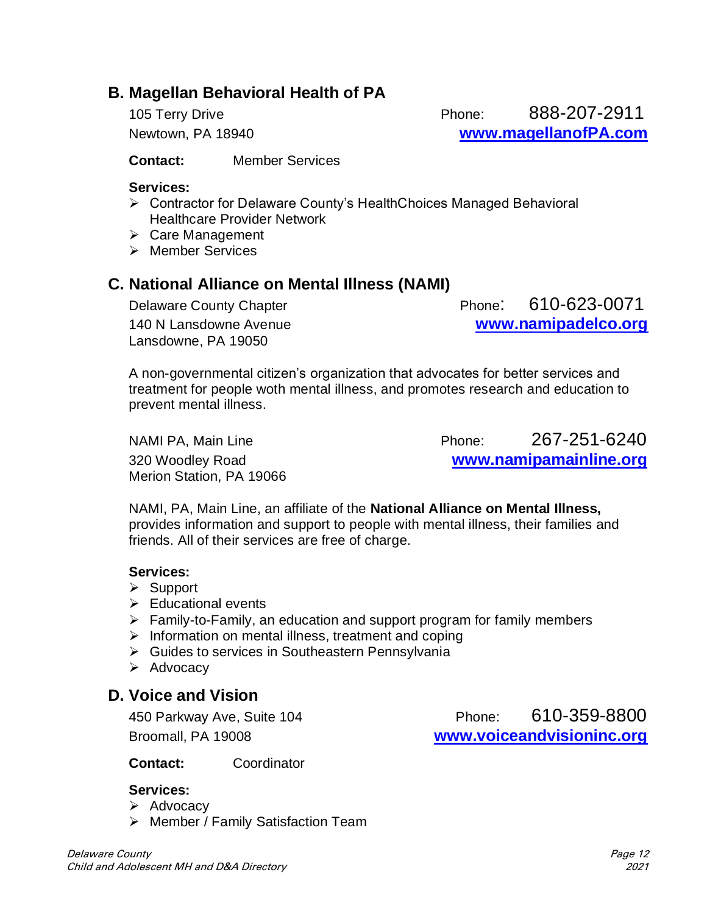## B. Magellan Behavioral Health of PA

105 Terry Drive
Newtown, PA 18940

Phone: 888-207-2911
**www.magellanofPA.com**

**Contact:** Member Services

**Services:**

- Contractor for Delaware County's HealthChoices Managed Behavioral Healthcare Provider Network
- Care Management
- Member Services

## C. National Alliance on Mental Illness (NAMI)

Delaware County Chapter
140 N Lansdowne Avenue
Lansdowne, PA 19050

Phone: 610-623-0071
**www.namipadelco.org**

A non-governmental citizen's organization that advocates for better services and treatment for people woth mental illness, and promotes research and education to prevent mental illness.

NAMI PA, Main Line
320 Woodley Road
Merion Station, PA 19066

Phone: 267-251-6240
**www.namipamainline.org**

NAMI, PA, Main Line, an affiliate of the **National Alliance on Mental Illness,** provides information and support to people with mental illness, their families and friends. All of their services are free of charge.

**Services:**

- Support
- Educational events
- Family-to-Family, an education and support program for family members
- Information on mental illness, treatment and coping
- Guides to services in Southeastern Pennsylvania
- Advocacy

## D. Voice and Vision

450 Parkway Ave, Suite 104
Broomall, PA 19008

Phone: 610-359-8800
**www.voiceandvisioninc.org**

**Contact:** Coordinator

**Services:**

- Advocacy
- Member / Family Satisfaction Team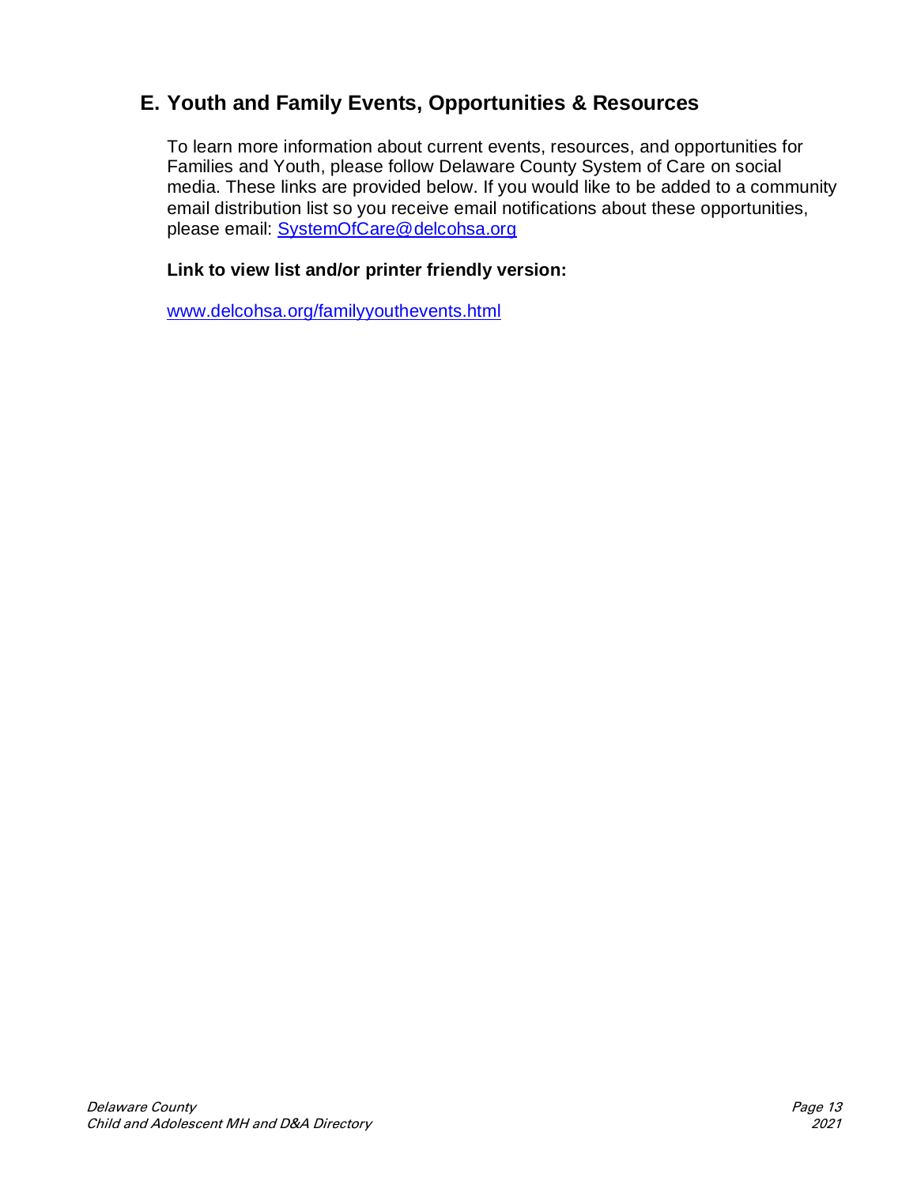## E. Youth and Family Events, Opportunities & Resources

To learn more information about current events, resources, and opportunities for Families and Youth, please follow Delaware County System of Care on social media. These links are provided below. If you would like to be added to a community email distribution list so you receive email notifications about these opportunities, please email: [SystemOfCare@delcohsa.org](mailto:SystemOfCare@delcohsa.org)

**Link to view list and/or printer friendly version:**

[www.delcohsa.org/familyyouthevents.html](http://www.delcohsa.org/familyyouthevents.html)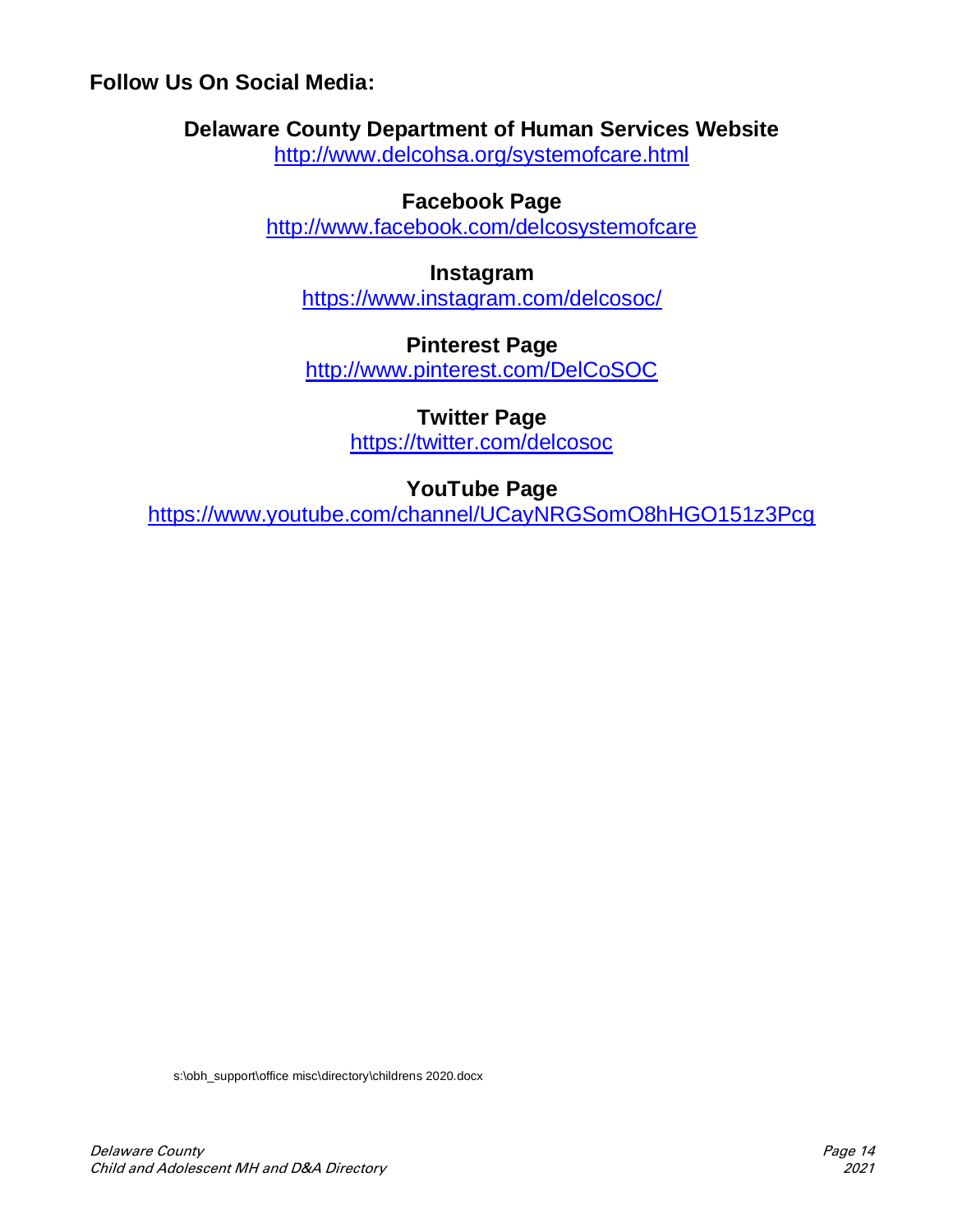## Follow Us On Social Media:

**Delaware County Department of Human Services Website**
http://www.delcohsa.org/systemofcare.html

**Facebook Page**
http://www.facebook.com/delcosystemofcare

**Instagram**
https://www.instagram.com/delcosoc/

**Pinterest Page**
http://www.pinterest.com/DelCoSOC

**Twitter Page**
https://twitter.com/delcosoc

**YouTube Page**
https://www.youtube.com/channel/UCayNRGSomO8hHGO151z3Pcg

s:\obh_support\office misc\directory\childrens 2020.docx